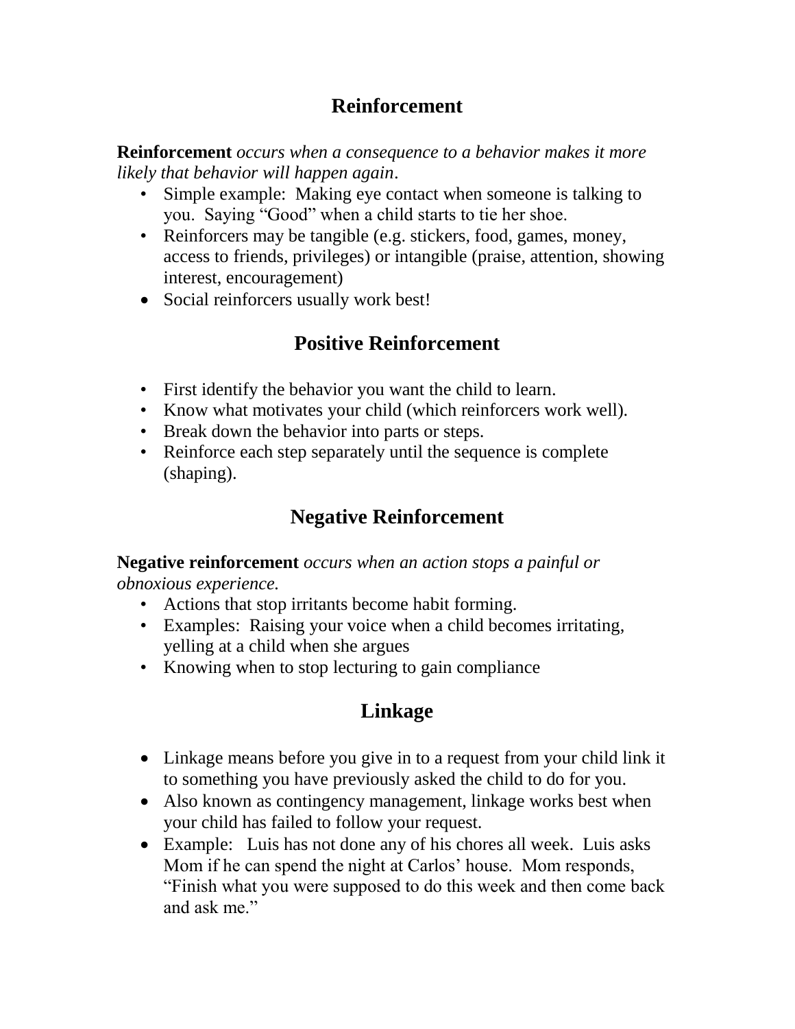# Reinforcement

**Reinforcement** *occurs when a consequence to a behavior makes it more likely that behavior will happen again*.

- Simple example: Making eye contact when someone is talking to you. Saying "Good" when a child starts to tie her shoe.
- Reinforcers may be tangible (e.g. stickers, food, games, money, access to friends, privileges) or intangible (praise, attention, showing interest, encouragement)
- Social reinforcers usually work best!

# Positive Reinforcement

- First identify the behavior you want the child to learn.
- Know what motivates your child (which reinforcers work well).
- Break down the behavior into parts or steps.
- Reinforce each step separately until the sequence is complete (shaping).

# Negative Reinforcement

**Negative reinforcement** *occurs when an action stops a painful or obnoxious experience.*

- Actions that stop irritants become habit forming.
- Examples: Raising your voice when a child becomes irritating, yelling at a child when she argues
- Knowing when to stop lecturing to gain compliance

# Linkage

- Linkage means before you give in to a request from your child link it to something you have previously asked the child to do for you.
- Also known as contingency management, linkage works best when your child has failed to follow your request.
- Example: Luis has not done any of his chores all week. Luis asks Mom if he can spend the night at Carlos' house. Mom responds, "Finish what you were supposed to do this week and then come back and ask me."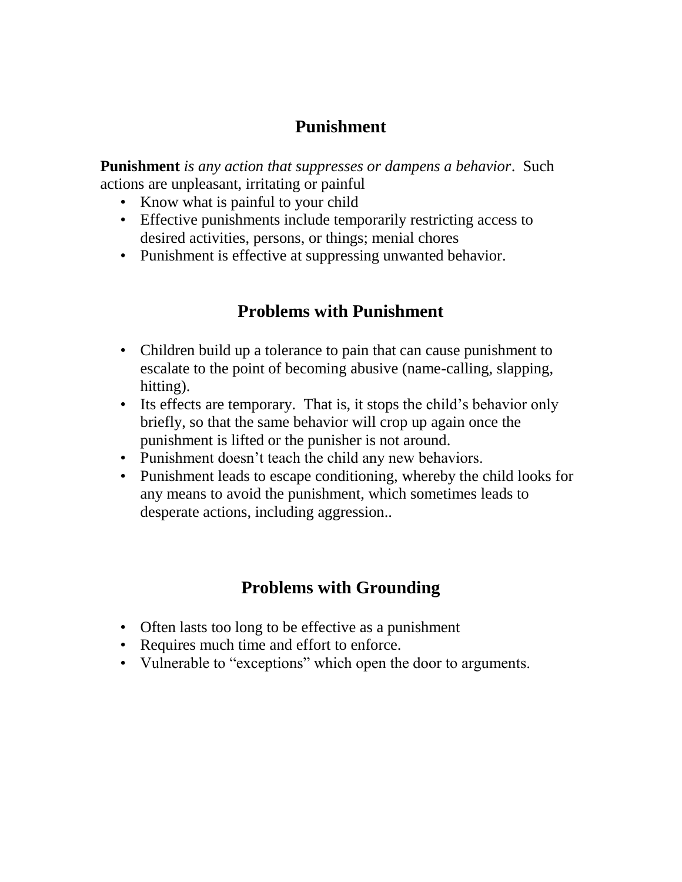# Punishment

**Punishment** *is any action that suppresses or dampens a behavior*. Such actions are unpleasant, irritating or painful

- Know what is painful to your child
- Effective punishments include temporarily restricting access to desired activities, persons, or things; menial chores
- Punishment is effective at suppressing unwanted behavior.

# Problems with Punishment

- Children build up a tolerance to pain that can cause punishment to escalate to the point of becoming abusive (name-calling, slapping, hitting).
- Its effects are temporary. That is, it stops the child's behavior only briefly, so that the same behavior will crop up again once the punishment is lifted or the punisher is not around.
- Punishment doesn't teach the child any new behaviors.
- Punishment leads to escape conditioning, whereby the child looks for any means to avoid the punishment, which sometimes leads to desperate actions, including aggression..

# Problems with Grounding

- Often lasts too long to be effective as a punishment
- Requires much time and effort to enforce.
- Vulnerable to "exceptions" which open the door to arguments.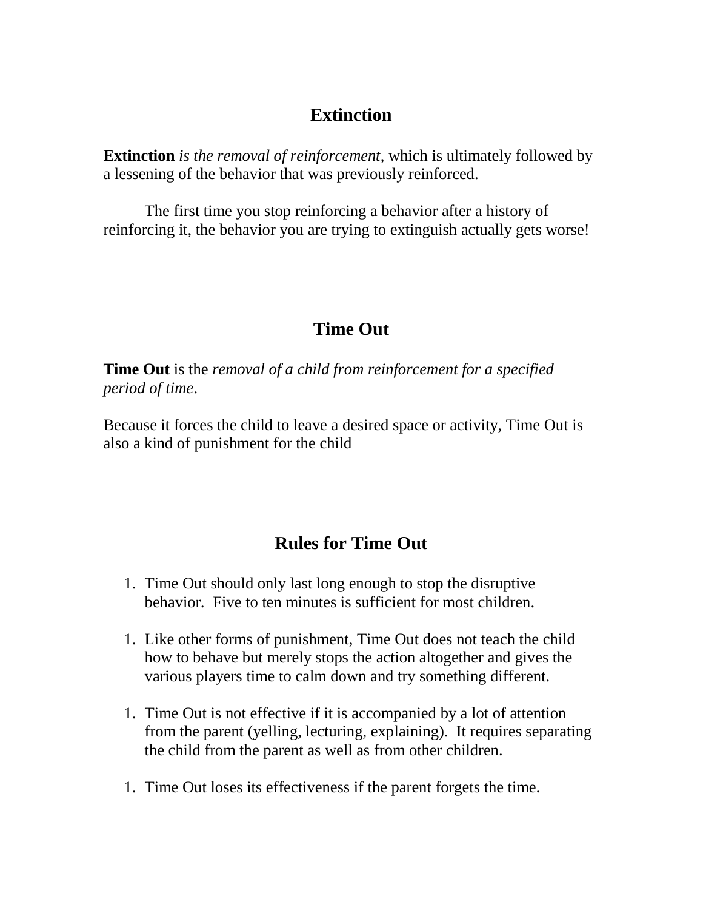## Extinction

**Extinction** *is the removal of reinforcement*, which is ultimately followed by a lessening of the behavior that was previously reinforced.

The first time you stop reinforcing a behavior after a history of reinforcing it, the behavior you are trying to extinguish actually gets worse!

## Time Out

**Time Out** is the *removal of a child from reinforcement for a specified period of time*.

Because it forces the child to leave a desired space or activity, Time Out is also a kind of punishment for the child

## Rules for Time Out

1. Time Out should only last long enough to stop the disruptive behavior. Five to ten minutes is sufficient for most children.

1. Like other forms of punishment, Time Out does not teach the child how to behave but merely stops the action altogether and gives the various players time to calm down and try something different.

1. Time Out is not effective if it is accompanied by a lot of attention from the parent (yelling, lecturing, explaining). It requires separating the child from the parent as well as from other children.

1. Time Out loses its effectiveness if the parent forgets the time.